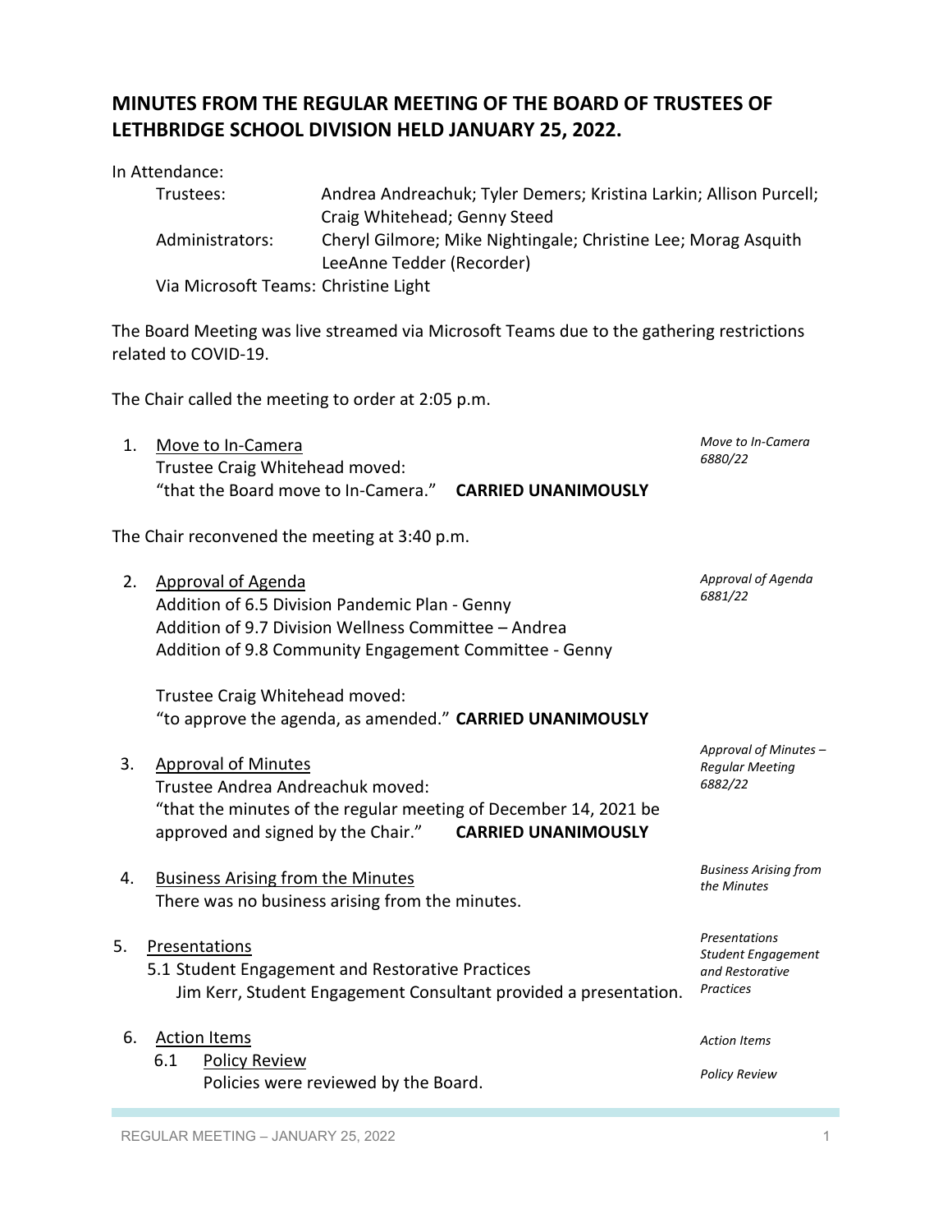# MINUTES FROM THE REGULAR MEETING OF THE BOARD OF TRUSTEES OF LETHBRIDGE SCHOOL DIVISION HELD JANUARY 25, 2022.

In Attendance:

Trustees: Andrea Andreachuk; Tyler Demers; Kristina Larkin; Allison Purcell; Craig Whitehead; Genny Steed

Administrators: Cheryl Gilmore; Mike Nightingale; Christine Lee; Morag Asquith LeeAnne Tedder (Recorder)

Via Microsoft Teams: Christine Light

The Board Meeting was live streamed via Microsoft Teams due to the gathering restrictions related to COVID-19.

The Chair called the meeting to order at 2:05 p.m.

1. Move to In-Camera

   *Move to In-Camera 6880/22*

   Trustee Craig Whitehead moved:
   "that the Board move to In-Camera." **CARRIED UNANIMOUSLY**

The Chair reconvened the meeting at 3:40 p.m.

2. Approval of Agenda

   *Approval of Agenda 6881/22*

   Addition of 6.5 Division Pandemic Plan - Genny
   Addition of 9.7 Division Wellness Committee – Andrea
   Addition of 9.8 Community Engagement Committee - Genny

   Trustee Craig Whitehead moved:
   "to approve the agenda, as amended." **CARRIED UNANIMOUSLY**

3. Approval of Minutes

   *Approval of Minutes – Regular Meeting 6882/22*

   Trustee Andrea Andreachuk moved:
   "that the minutes of the regular meeting of December 14, 2021 be approved and signed by the Chair." **CARRIED UNANIMOUSLY**

4. Business Arising from the Minutes

   *Business Arising from the Minutes*

   There was no business arising from the minutes.

5. Presentations

   *Presentations Student Engagement and Restorative Practices*

   5.1 Student Engagement and Restorative Practices
   Jim Kerr, Student Engagement Consultant provided a presentation.

6. Action Items

   *Action Items*

   6.1 Policy Review

   *Policy Review*

   Policies were reviewed by the Board.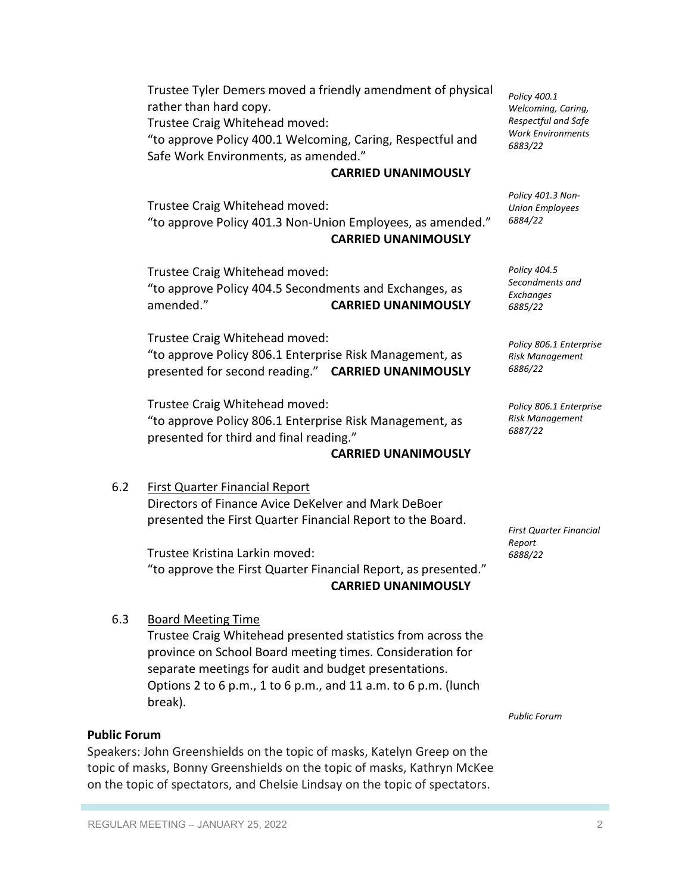Trustee Tyler Demers moved a friendly amendment of physical rather than hard copy.

Trustee Craig Whitehead moved:
"to approve Policy 400.1 Welcoming, Caring, Respectful and Safe Work Environments, as amended."
**CARRIED UNANIMOUSLY**

*Policy 400.1 Welcoming, Caring, Respectful and Safe Work Environments 6883/22*

Trustee Craig Whitehead moved:
"to approve Policy 401.3 Non-Union Employees, as amended."
**CARRIED UNANIMOUSLY**

*Policy 401.3 Non-Union Employees 6884/22*

Trustee Craig Whitehead moved:
"to approve Policy 404.5 Secondments and Exchanges, as amended." **CARRIED UNANIMOUSLY**

*Policy 404.5 Secondments and Exchanges 6885/22*

Trustee Craig Whitehead moved:
"to approve Policy 806.1 Enterprise Risk Management, as presented for second reading." **CARRIED UNANIMOUSLY**

*Policy 806.1 Enterprise Risk Management 6886/22*

Trustee Craig Whitehead moved:
"to approve Policy 806.1 Enterprise Risk Management, as presented for third and final reading."
**CARRIED UNANIMOUSLY**

*Policy 806.1 Enterprise Risk Management 6887/22*

6.2 First Quarter Financial Report
Directors of Finance Avice DeKelver and Mark DeBoer presented the First Quarter Financial Report to the Board.

*First Quarter Financial Report 6888/22*

Trustee Kristina Larkin moved:
"to approve the First Quarter Financial Report, as presented."
**CARRIED UNANIMOUSLY**

6.3 Board Meeting Time
Trustee Craig Whitehead presented statistics from across the province on School Board meeting times. Consideration for separate meetings for audit and budget presentations. Options 2 to 6 p.m., 1 to 6 p.m., and 11 a.m. to 6 p.m. (lunch break).

**Public Forum**

*Public Forum*

Speakers: John Greenshields on the topic of masks, Katelyn Greep on the topic of masks, Bonny Greenshields on the topic of masks, Kathryn McKee on the topic of spectators, and Chelsie Lindsay on the topic of spectators.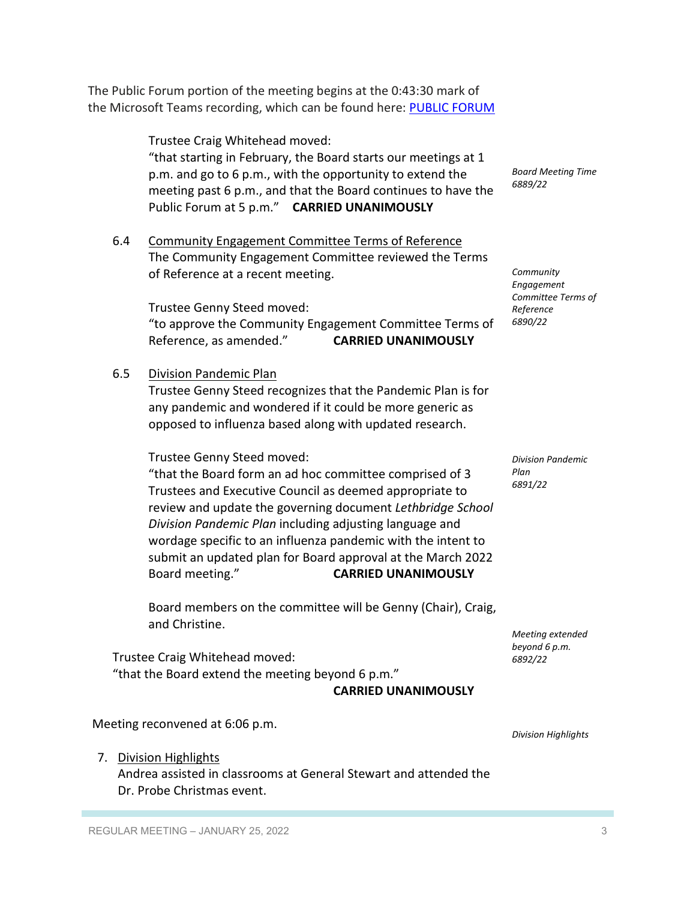The Public Forum portion of the meeting begins at the 0:43:30 mark of the Microsoft Teams recording, which can be found here: [PUBLIC FORUM]

*Board Meeting Time 6889/22*

Trustee Craig Whitehead moved:
"that starting in February, the Board starts our meetings at 1 p.m. and go to 6 p.m., with the opportunity to extend the meeting past 6 p.m., and that the Board continues to have the Public Forum at 5 p.m." **CARRIED UNANIMOUSLY**

6.4 Community Engagement Committee Terms of Reference

The Community Engagement Committee reviewed the Terms of Reference at a recent meeting.

*Community Engagement Committee Terms of Reference 6890/22*

Trustee Genny Steed moved:
"to approve the Community Engagement Committee Terms of Reference, as amended." **CARRIED UNANIMOUSLY**

6.5 Division Pandemic Plan

Trustee Genny Steed recognizes that the Pandemic Plan is for any pandemic and wondered if it could be more generic as opposed to influenza based along with updated research.

*Division Pandemic Plan 6891/22*

Trustee Genny Steed moved:
"that the Board form an ad hoc committee comprised of 3 Trustees and Executive Council as deemed appropriate to review and update the governing document *Lethbridge School Division Pandemic Plan* including adjusting language and wordage specific to an influenza pandemic with the intent to submit an updated plan for Board approval at the March 2022 Board meeting." **CARRIED UNANIMOUSLY**

Board members on the committee will be Genny (Chair), Craig, and Christine.

*Meeting extended beyond 6 p.m. 6892/22*

Trustee Craig Whitehead moved:
"that the Board extend the meeting beyond 6 p.m."
**CARRIED UNANIMOUSLY**

Meeting reconvened at 6:06 p.m.

*Division Highlights*

7. Division Highlights

Andrea assisted in classrooms at General Stewart and attended the Dr. Probe Christmas event.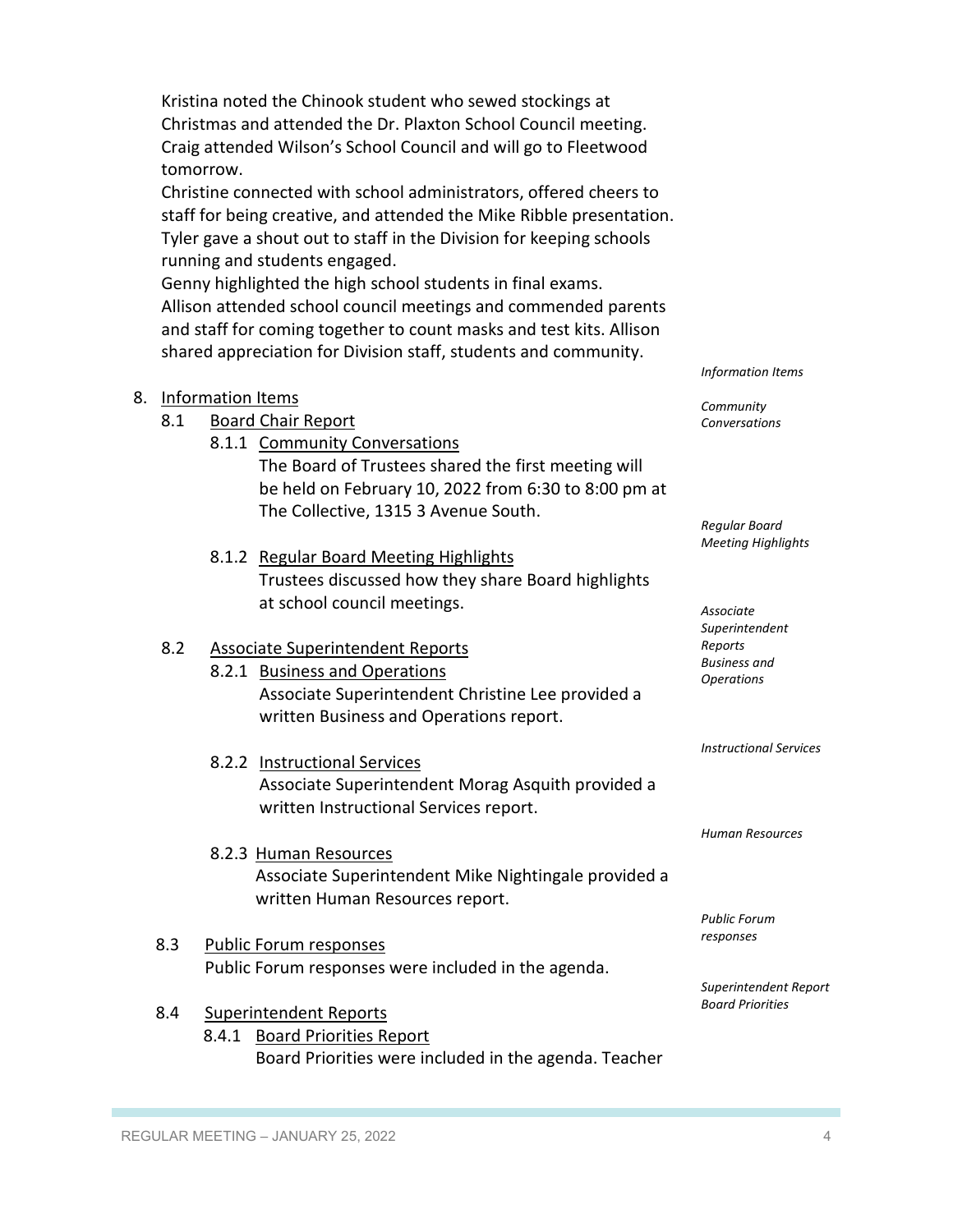Kristina noted the Chinook student who sewed stockings at Christmas and attended the Dr. Plaxton School Council meeting. Craig attended Wilson's School Council and will go to Fleetwood tomorrow.

Christine connected with school administrators, offered cheers to staff for being creative, and attended the Mike Ribble presentation. Tyler gave a shout out to staff in the Division for keeping schools running and students engaged.

Genny highlighted the high school students in final exams.

Allison attended school council meetings and commended parents and staff for coming together to count masks and test kits. Allison shared appreciation for Division staff, students and community.

*Information Items*

8. Information Items

   8.1 Board Chair Report

   *Community Conversations*

   8.1.1 Community Conversations
   The Board of Trustees shared the first meeting will be held on February 10, 2022 from 6:30 to 8:00 pm at The Collective, 1315 3 Avenue South.

   *Regular Board Meeting Highlights*

   8.1.2 Regular Board Meeting Highlights
   Trustees discussed how they share Board highlights at school council meetings.

   *Associate Superintendent Reports Business and Operations*

   8.2 Associate Superintendent Reports

   8.2.1 Business and Operations
   Associate Superintendent Christine Lee provided a written Business and Operations report.

   *Instructional Services*

   8.2.2 Instructional Services
   Associate Superintendent Morag Asquith provided a written Instructional Services report.

   *Human Resources*

   8.2.3 Human Resources
   Associate Superintendent Mike Nightingale provided a written Human Resources report.

   *Public Forum responses*

   8.3 Public Forum responses
   Public Forum responses were included in the agenda.

   *Superintendent Report Board Priorities*

   8.4 Superintendent Reports

   8.4.1 Board Priorities Report
   Board Priorities were included in the agenda. Teacher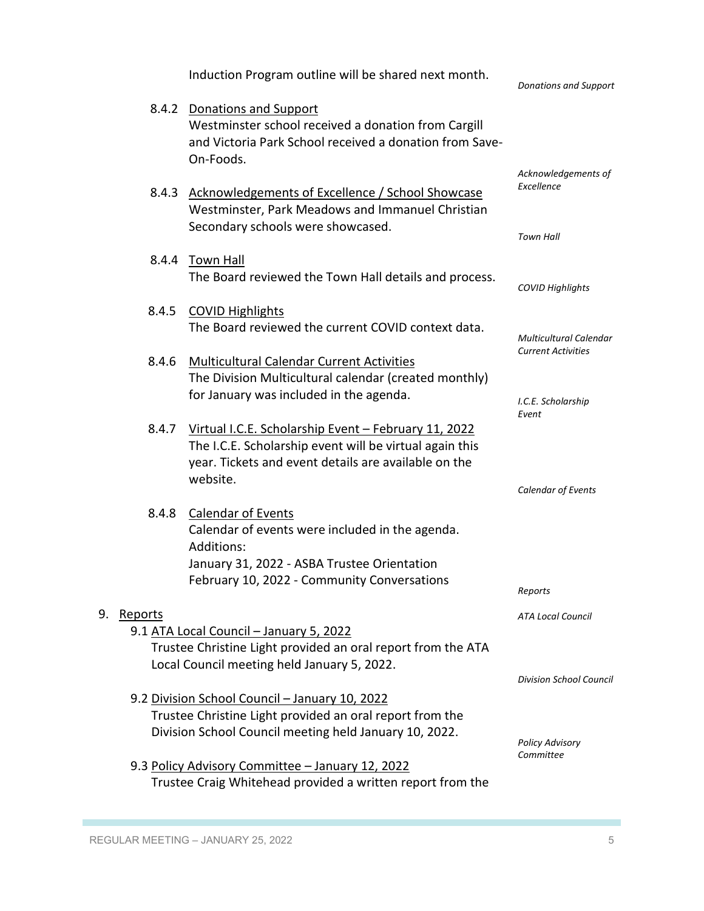Induction Program outline will be shared next month.

*Donations and Support*

8.4.2 Donations and Support

Westminster school received a donation from Cargill and Victoria Park School received a donation from Save-On-Foods.

*Acknowledgements of Excellence*

8.4.3 Acknowledgements of Excellence / School Showcase

Westminster, Park Meadows and Immanuel Christian Secondary schools were showcased.

*Town Hall*

8.4.4 Town Hall

The Board reviewed the Town Hall details and process.

*COVID Highlights*

8.4.5 COVID Highlights

The Board reviewed the current COVID context data.

*Multicultural Calendar Current Activities*

8.4.6 Multicultural Calendar Current Activities

The Division Multicultural calendar (created monthly) for January was included in the agenda.

*I.C.E. Scholarship Event*

8.4.7 Virtual I.C.E. Scholarship Event – February 11, 2022

The I.C.E. Scholarship event will be virtual again this year. Tickets and event details are available on the website.

*Calendar of Events*

8.4.8 Calendar of Events

Calendar of events were included in the agenda.
Additions:
January 31, 2022 - ASBA Trustee Orientation
February 10, 2022 - Community Conversations

*Reports*

9. Reports

*ATA Local Council*

9.1 ATA Local Council – January 5, 2022

Trustee Christine Light provided an oral report from the ATA Local Council meeting held January 5, 2022.

*Division School Council*

9.2 Division School Council – January 10, 2022

Trustee Christine Light provided an oral report from the Division School Council meeting held January 10, 2022.

*Policy Advisory Committee*

9.3 Policy Advisory Committee – January 12, 2022

Trustee Craig Whitehead provided a written report from the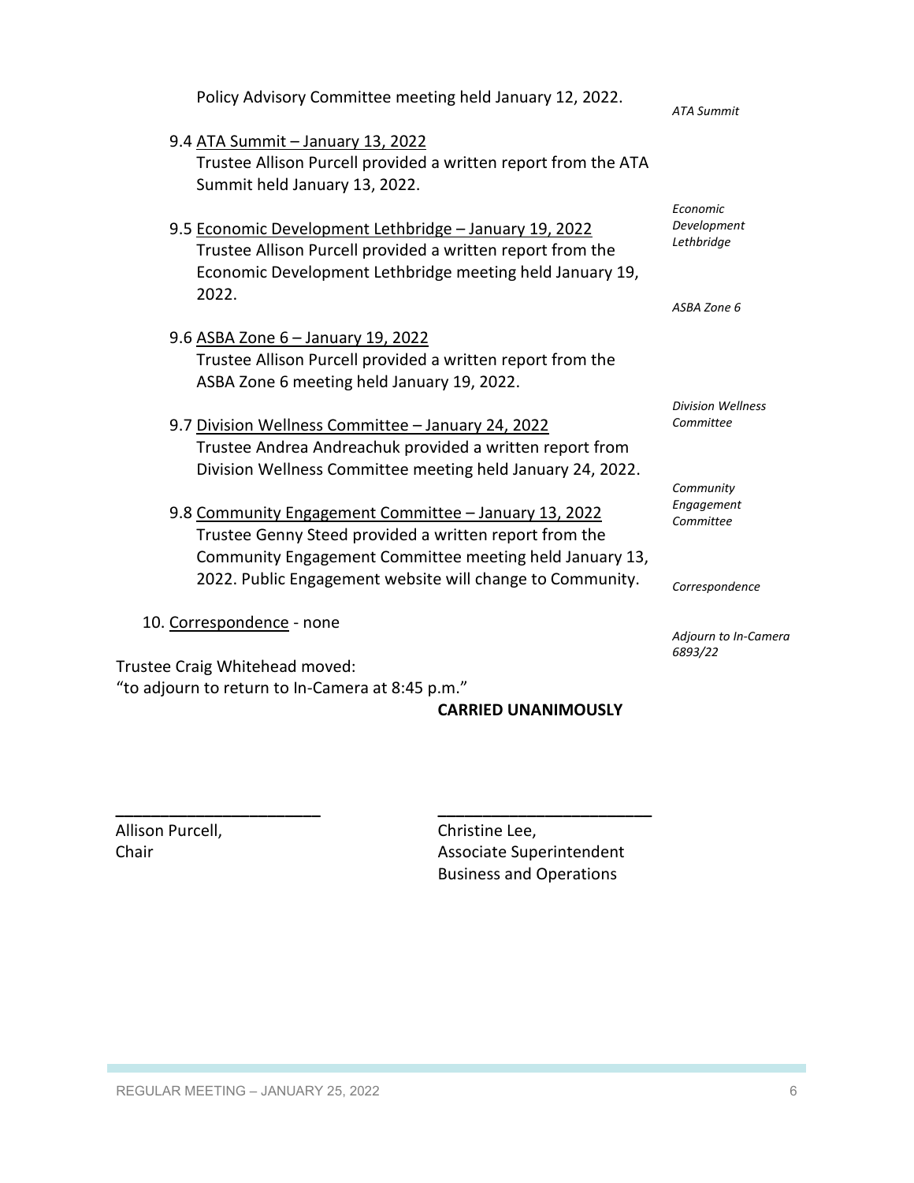Policy Advisory Committee meeting held January 12, 2022.

*ATA Summit*

9.4 ATA Summit – January 13, 2022
Trustee Allison Purcell provided a written report from the ATA Summit held January 13, 2022.

*Economic Development Lethbridge*

9.5 Economic Development Lethbridge – January 19, 2022
Trustee Allison Purcell provided a written report from the Economic Development Lethbridge meeting held January 19, 2022.

*ASBA Zone 6*

9.6 ASBA Zone 6 – January 19, 2022
Trustee Allison Purcell provided a written report from the ASBA Zone 6 meeting held January 19, 2022.

*Division Wellness Committee*

9.7 Division Wellness Committee – January 24, 2022
Trustee Andrea Andreachuk provided a written report from Division Wellness Committee meeting held January 24, 2022.

*Community Engagement Committee*

9.8 Community Engagement Committee – January 13, 2022
Trustee Genny Steed provided a written report from the Community Engagement Committee meeting held January 13, 2022. Public Engagement website will change to Community.

*Correspondence*

10. Correspondence - none

*Adjourn to In-Camera 6893/22*

Trustee Craig Whitehead moved:
"to adjourn to return to In-Camera at 8:45 p.m."

**CARRIED UNANIMOUSLY**

\_\_\_\_\_\_\_\_\_\_\_\_\_\_\_\_\_\_\_\_\_\_\_
Allison Purcell,
Chair

\_\_\_\_\_\_\_\_\_\_\_\_\_\_\_\_\_\_\_\_\_\_\_
Christine Lee,
Associate Superintendent
Business and Operations